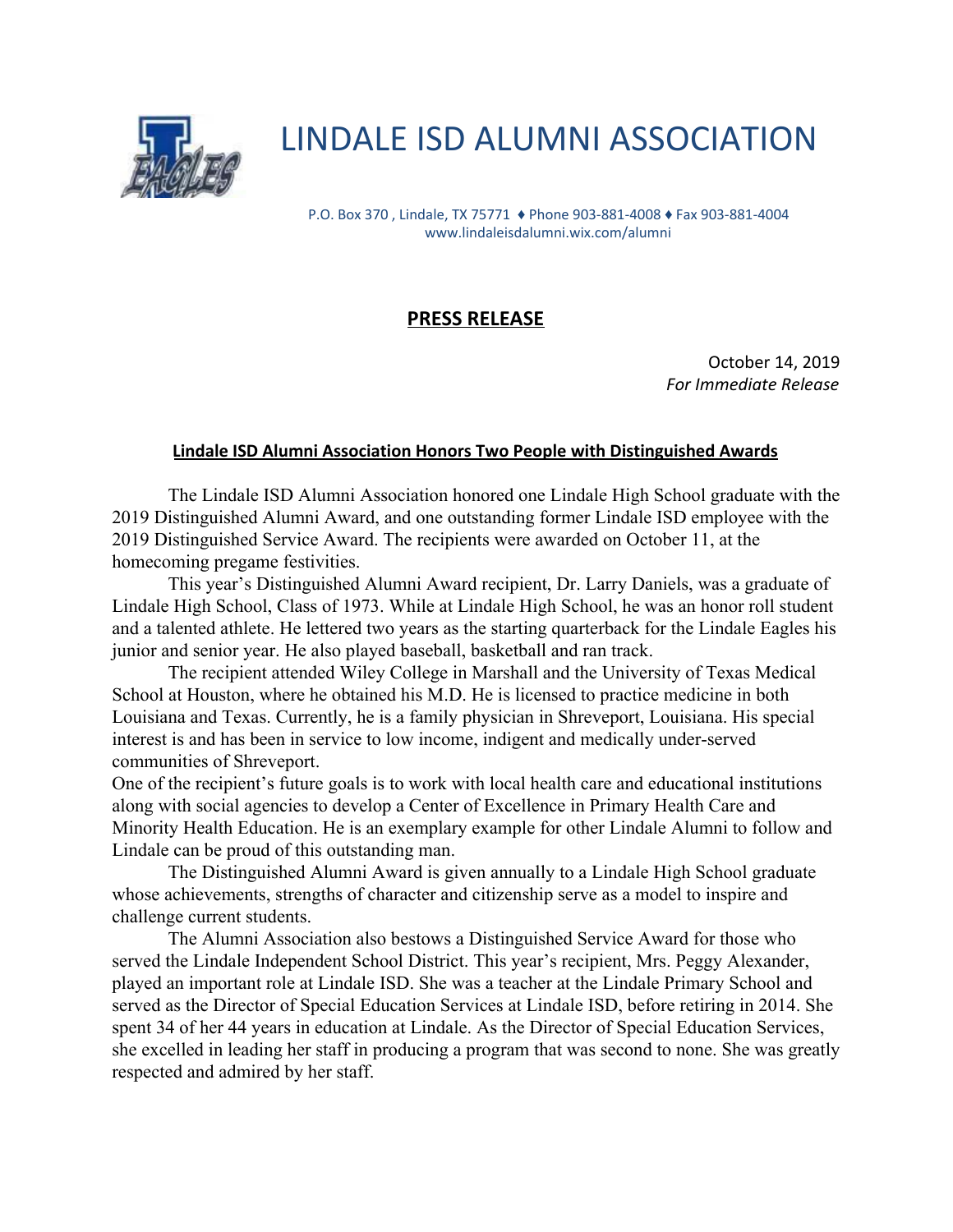# LINDALE ISD ALUMNI ASSOCIATION

P.O. Box 370 , Lindale, TX 75771 ♦ Phone 903-881-4008 ♦ Fax 903-881-4004
www.lindaleisdalumni.wix.com/alumni

## PRESS RELEASE

October 14, 2019
*For Immediate Release*

### Lindale ISD Alumni Association Honors Two People with Distinguished Awards

The Lindale ISD Alumni Association honored one Lindale High School graduate with the 2019 Distinguished Alumni Award, and one outstanding former Lindale ISD employee with the 2019 Distinguished Service Award. The recipients were awarded on October 11, at the homecoming pregame festivities.

This year's Distinguished Alumni Award recipient, Dr. Larry Daniels, was a graduate of Lindale High School, Class of 1973. While at Lindale High School, he was an honor roll student and a talented athlete. He lettered two years as the starting quarterback for the Lindale Eagles his junior and senior year. He also played baseball, basketball and ran track.

The recipient attended Wiley College in Marshall and the University of Texas Medical School at Houston, where he obtained his M.D. He is licensed to practice medicine in both Louisiana and Texas. Currently, he is a family physician in Shreveport, Louisiana. His special interest is and has been in service to low income, indigent and medically under-served communities of Shreveport.

One of the recipient's future goals is to work with local health care and educational institutions along with social agencies to develop a Center of Excellence in Primary Health Care and Minority Health Education. He is an exemplary example for other Lindale Alumni to follow and Lindale can be proud of this outstanding man.

The Distinguished Alumni Award is given annually to a Lindale High School graduate whose achievements, strengths of character and citizenship serve as a model to inspire and challenge current students.

The Alumni Association also bestows a Distinguished Service Award for those who served the Lindale Independent School District. This year's recipient, Mrs. Peggy Alexander, played an important role at Lindale ISD. She was a teacher at the Lindale Primary School and served as the Director of Special Education Services at Lindale ISD, before retiring in 2014. She spent 34 of her 44 years in education at Lindale. As the Director of Special Education Services, she excelled in leading her staff in producing a program that was second to none. She was greatly respected and admired by her staff.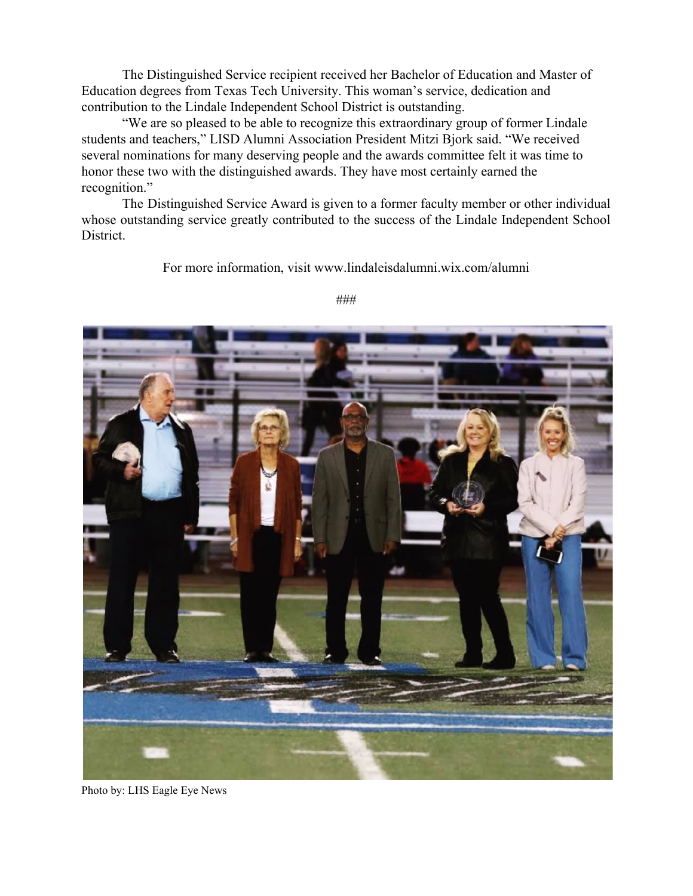The Distinguished Service recipient received her Bachelor of Education and Master of Education degrees from Texas Tech University. This woman's service, dedication and contribution to the Lindale Independent School District is outstanding.

"We are so pleased to be able to recognize this extraordinary group of former Lindale students and teachers," LISD Alumni Association President Mitzi Bjork said. "We received several nominations for many deserving people and the awards committee felt it was time to honor these two with the distinguished awards. They have most certainly earned the recognition."

The Distinguished Service Award is given to a former faculty member or other individual whose outstanding service greatly contributed to the success of the Lindale Independent School District.

For more information, visit www.lindaleisdalumni.wix.com/alumni

###

Photo by: LHS Eagle Eye News